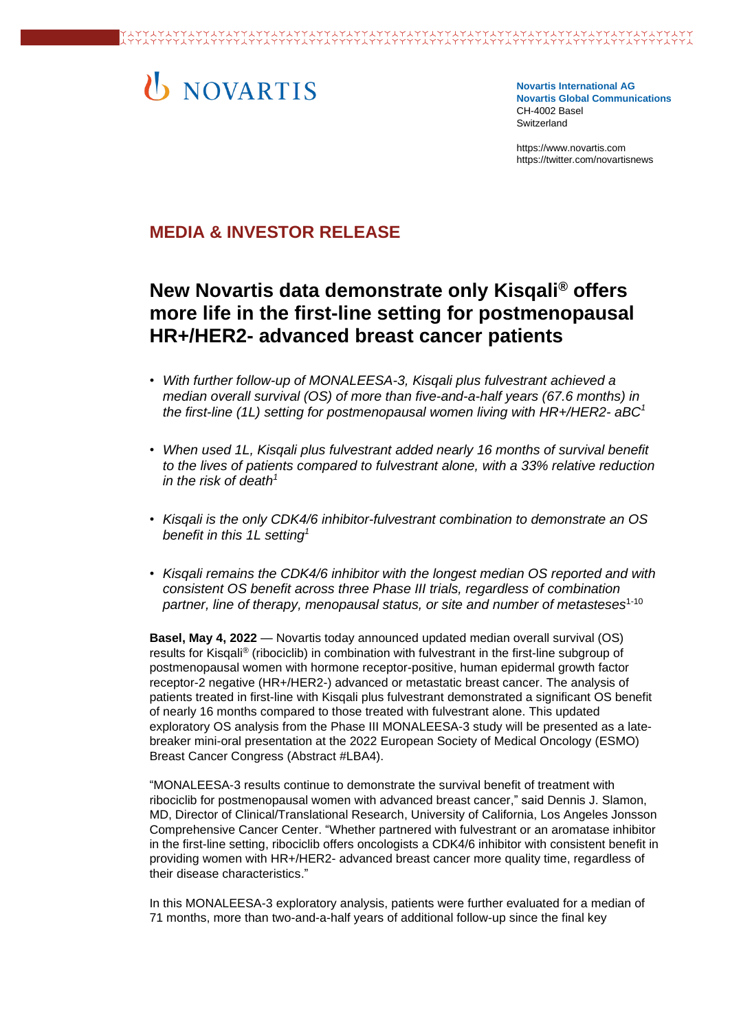NOVARTIS

**Novartis International AG**
**Novartis Global Communications**
CH-4002 Basel
Switzerland

https://www.novartis.com
https://twitter.com/novartisnews

## MEDIA & INVESTOR RELEASE

# New Novartis data demonstrate only Kisqali® offers more life in the first-line setting for postmenopausal HR+/HER2- advanced breast cancer patients

- *With further follow-up of MONALEESA-3, Kisqali plus fulvestrant achieved a median overall survival (OS) of more than five-and-a-half years (67.6 months) in the first-line (1L) setting for postmenopausal women living with HR+/HER2- aBC*[1]
- *When used 1L, Kisqali plus fulvestrant added nearly 16 months of survival benefit to the lives of patients compared to fulvestrant alone, with a 33% relative reduction in the risk of death*[1]
- *Kisqali is the only CDK4/6 inhibitor-fulvestrant combination to demonstrate an OS benefit in this 1L setting*[1]
- *Kisqali remains the CDK4/6 inhibitor with the longest median OS reported and with consistent OS benefit across three Phase III trials, regardless of combination partner, line of therapy, menopausal status, or site and number of metasteses*[1-10]

**Basel, May 4, 2022** — Novartis today announced updated median overall survival (OS) results for Kisqali® (ribociclib) in combination with fulvestrant in the first-line subgroup of postmenopausal women with hormone receptor-positive, human epidermal growth factor receptor-2 negative (HR+/HER2-) advanced or metastatic breast cancer. The analysis of patients treated in first-line with Kisqali plus fulvestrant demonstrated a significant OS benefit of nearly 16 months compared to those treated with fulvestrant alone. This updated exploratory OS analysis from the Phase III MONALEESA-3 study will be presented as a late-breaker mini-oral presentation at the 2022 European Society of Medical Oncology (ESMO) Breast Cancer Congress (Abstract #LBA4).

"MONALEESA-3 results continue to demonstrate the survival benefit of treatment with ribociclib for postmenopausal women with advanced breast cancer," said Dennis J. Slamon, MD, Director of Clinical/Translational Research, University of California, Los Angeles Jonsson Comprehensive Cancer Center. "Whether partnered with fulvestrant or an aromatase inhibitor in the first-line setting, ribociclib offers oncologists a CDK4/6 inhibitor with consistent benefit in providing women with HR+/HER2- advanced breast cancer more quality time, regardless of their disease characteristics."

In this MONALEESA-3 exploratory analysis, patients were further evaluated for a median of 71 months, more than two-and-a-half years of additional follow-up since the final key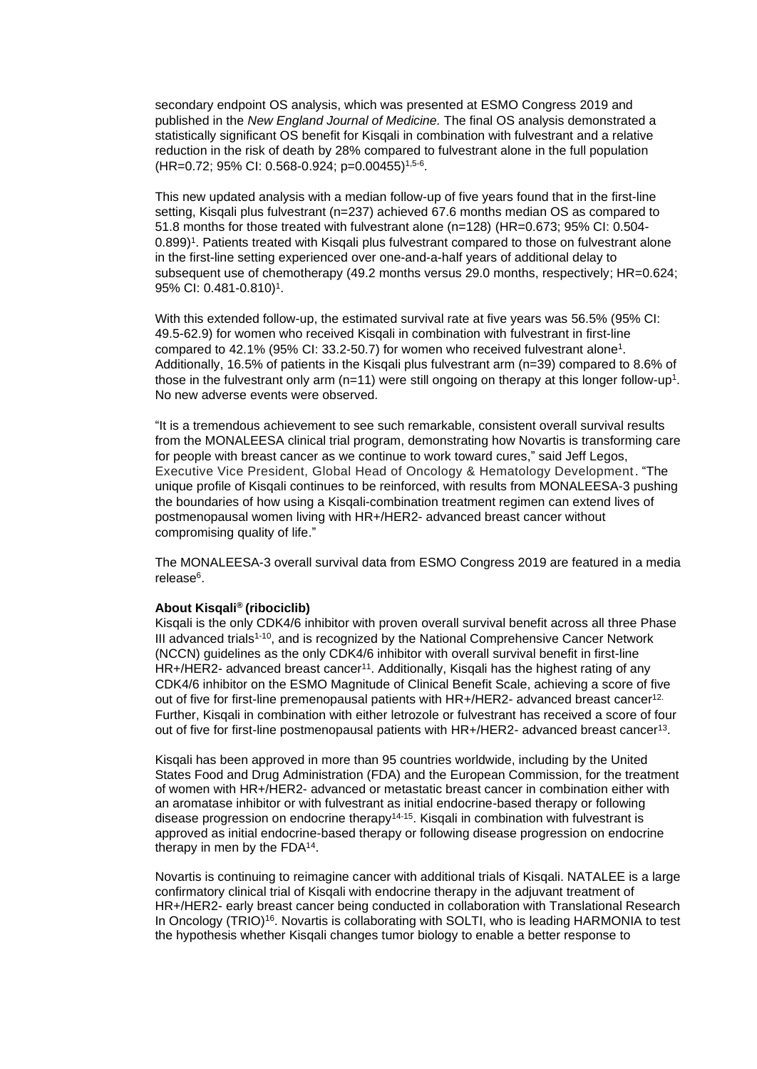secondary endpoint OS analysis, which was presented at ESMO Congress 2019 and published in the *New England Journal of Medicine.* The final OS analysis demonstrated a statistically significant OS benefit for Kisqali in combination with fulvestrant and a relative reduction in the risk of death by 28% compared to fulvestrant alone in the full population (HR=0.72; 95% CI: 0.568-0.924; p=0.00455)[1,5-6].

This new updated analysis with a median follow-up of five years found that in the first-line setting, Kisqali plus fulvestrant (n=237) achieved 67.6 months median OS as compared to 51.8 months for those treated with fulvestrant alone (n=128) (HR=0.673; 95% CI: 0.504-0.899)[1]. Patients treated with Kisqali plus fulvestrant compared to those on fulvestrant alone in the first-line setting experienced over one-and-a-half years of additional delay to subsequent use of chemotherapy (49.2 months versus 29.0 months, respectively; HR=0.624; 95% CI: 0.481-0.810)[1].

With this extended follow-up, the estimated survival rate at five years was 56.5% (95% CI: 49.5-62.9) for women who received Kisqali in combination with fulvestrant in first-line compared to 42.1% (95% CI: 33.2-50.7) for women who received fulvestrant alone[1]. Additionally, 16.5% of patients in the Kisqali plus fulvestrant arm (n=39) compared to 8.6% of those in the fulvestrant only arm (n=11) were still ongoing on therapy at this longer follow-up[1]. No new adverse events were observed.

"It is a tremendous achievement to see such remarkable, consistent overall survival results from the MONALEESA clinical trial program, demonstrating how Novartis is transforming care for people with breast cancer as we continue to work toward cures," said Jeff Legos, Executive Vice President, Global Head of Oncology & Hematology Development. "The unique profile of Kisqali continues to be reinforced, with results from MONALEESA-3 pushing the boundaries of how using a Kisqali-combination treatment regimen can extend lives of postmenopausal women living with HR+/HER2- advanced breast cancer without compromising quality of life."

The MONALEESA-3 overall survival data from ESMO Congress 2019 are featured in a media release[6].

**About Kisqali® (ribociclib)**

Kisqali is the only CDK4/6 inhibitor with proven overall survival benefit across all three Phase III advanced trials[1-10], and is recognized by the National Comprehensive Cancer Network (NCCN) guidelines as the only CDK4/6 inhibitor with overall survival benefit in first-line HR+/HER2- advanced breast cancer[11]. Additionally, Kisqali has the highest rating of any CDK4/6 inhibitor on the ESMO Magnitude of Clinical Benefit Scale, achieving a score of five out of five for first-line premenopausal patients with HR+/HER2- advanced breast cancer[12]. Further, Kisqali in combination with either letrozole or fulvestrant has received a score of four out of five for first-line postmenopausal patients with HR+/HER2- advanced breast cancer[13].

Kisqali has been approved in more than 95 countries worldwide, including by the United States Food and Drug Administration (FDA) and the European Commission, for the treatment of women with HR+/HER2- advanced or metastatic breast cancer in combination either with an aromatase inhibitor or with fulvestrant as initial endocrine-based therapy or following disease progression on endocrine therapy[14-15]. Kisqali in combination with fulvestrant is approved as initial endocrine-based therapy or following disease progression on endocrine therapy in men by the FDA[14].

Novartis is continuing to reimagine cancer with additional trials of Kisqali. NATALEE is a large confirmatory clinical trial of Kisqali with endocrine therapy in the adjuvant treatment of HR+/HER2- early breast cancer being conducted in collaboration with Translational Research In Oncology (TRIO)[16]. Novartis is collaborating with SOLTI, who is leading HARMONIA to test the hypothesis whether Kisqali changes tumor biology to enable a better response to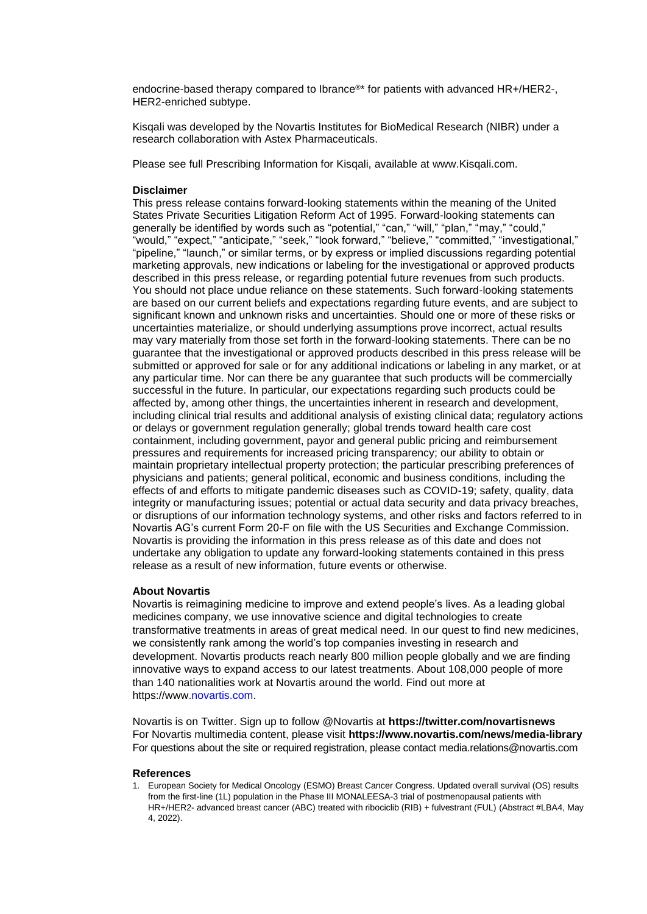endocrine-based therapy compared to Ibrance®* for patients with advanced HR+/HER2-, HER2-enriched subtype.

Kisqali was developed by the Novartis Institutes for BioMedical Research (NIBR) under a research collaboration with Astex Pharmaceuticals.

Please see full Prescribing Information for Kisqali, available at www.Kisqali.com.

**Disclaimer**

This press release contains forward-looking statements within the meaning of the United States Private Securities Litigation Reform Act of 1995. Forward-looking statements can generally be identified by words such as "potential," "can," "will," "plan," "may," "could," "would," "expect," "anticipate," "seek," "look forward," "believe," "committed," "investigational," "pipeline," "launch," or similar terms, or by express or implied discussions regarding potential marketing approvals, new indications or labeling for the investigational or approved products described in this press release, or regarding potential future revenues from such products. You should not place undue reliance on these statements. Such forward-looking statements are based on our current beliefs and expectations regarding future events, and are subject to significant known and unknown risks and uncertainties. Should one or more of these risks or uncertainties materialize, or should underlying assumptions prove incorrect, actual results may vary materially from those set forth in the forward-looking statements. There can be no guarantee that the investigational or approved products described in this press release will be submitted or approved for sale or for any additional indications or labeling in any market, or at any particular time. Nor can there be any guarantee that such products will be commercially successful in the future. In particular, our expectations regarding such products could be affected by, among other things, the uncertainties inherent in research and development, including clinical trial results and additional analysis of existing clinical data; regulatory actions or delays or government regulation generally; global trends toward health care cost containment, including government, payor and general public pricing and reimbursement pressures and requirements for increased pricing transparency; our ability to obtain or maintain proprietary intellectual property protection; the particular prescribing preferences of physicians and patients; general political, economic and business conditions, including the effects of and efforts to mitigate pandemic diseases such as COVID-19; safety, quality, data integrity or manufacturing issues; potential or actual data security and data privacy breaches, or disruptions of our information technology systems, and other risks and factors referred to in Novartis AG's current Form 20-F on file with the US Securities and Exchange Commission. Novartis is providing the information in this press release as of this date and does not undertake any obligation to update any forward-looking statements contained in this press release as a result of new information, future events or otherwise.

**About Novartis**

Novartis is reimagining medicine to improve and extend people's lives. As a leading global medicines company, we use innovative science and digital technologies to create transformative treatments in areas of great medical need. In our quest to find new medicines, we consistently rank among the world's top companies investing in research and development. Novartis products reach nearly 800 million people globally and we are finding innovative ways to expand access to our latest treatments. About 108,000 people of more than 140 nationalities work at Novartis around the world. Find out more at https://www.novartis.com.

Novartis is on Twitter. Sign up to follow @Novartis at **https://twitter.com/novartisnews**
For Novartis multimedia content, please visit **https://www.novartis.com/news/media-library**
For questions about the site or required registration, please contact media.relations@novartis.com

**References**

1. European Society for Medical Oncology (ESMO) Breast Cancer Congress. Updated overall survival (OS) results from the first-line (1L) population in the Phase III MONALEESA-3 trial of postmenopausal patients with HR+/HER2- advanced breast cancer (ABC) treated with ribociclib (RIB) + fulvestrant (FUL) (Abstract #LBA4, May 4, 2022).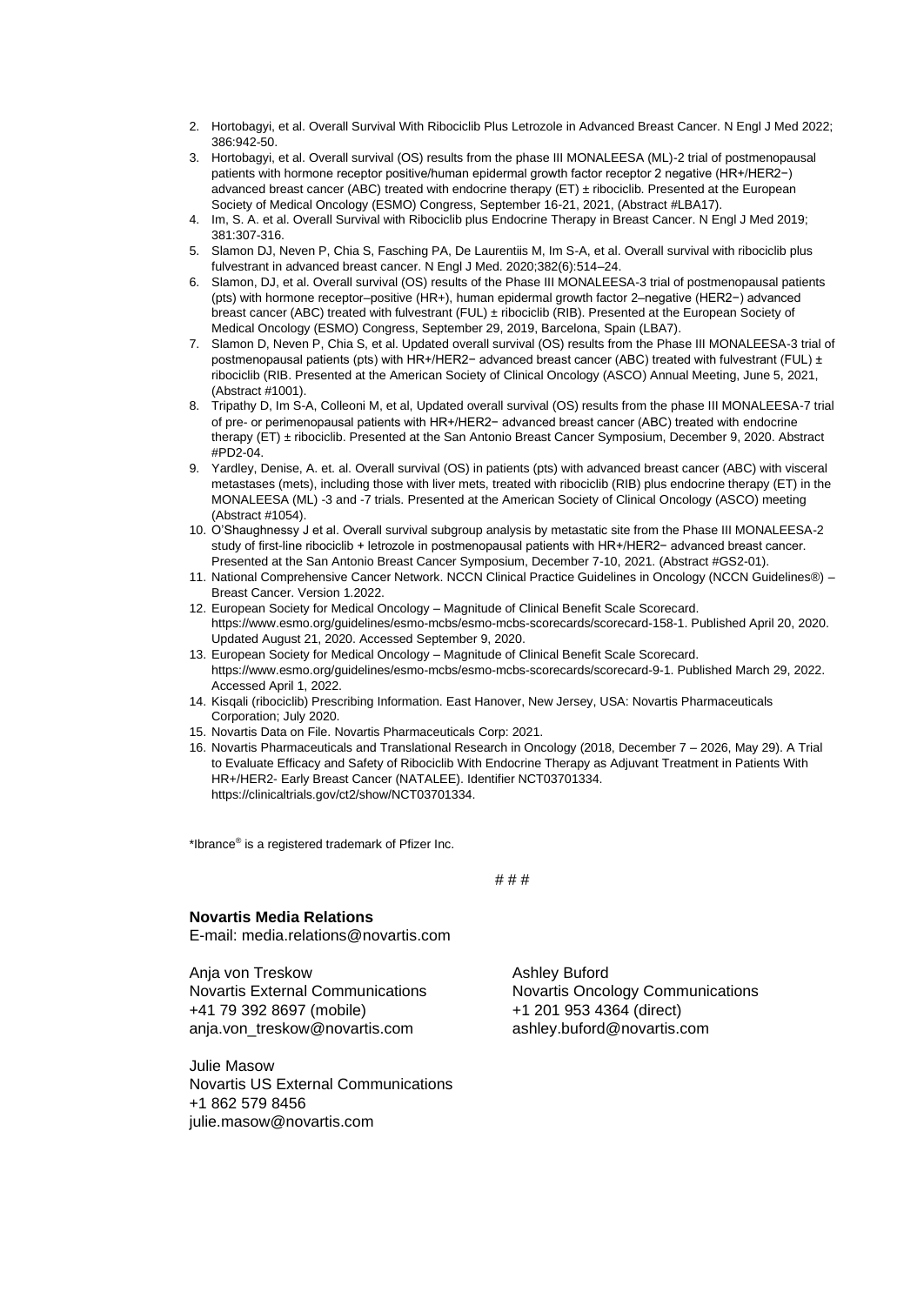2. Hortobagyi, et al. Overall Survival With Ribociclib Plus Letrozole in Advanced Breast Cancer. N Engl J Med 2022; 386:942-50.
3. Hortobagyi, et al. Overall survival (OS) results from the phase III MONALEESA (ML)-2 trial of postmenopausal patients with hormone receptor positive/human epidermal growth factor receptor 2 negative (HR+/HER2−) advanced breast cancer (ABC) treated with endocrine therapy (ET) ± ribociclib. Presented at the European Society of Medical Oncology (ESMO) Congress, September 16-21, 2021, (Abstract #LBA17).
4. Im, S. A. et al. Overall Survival with Ribociclib plus Endocrine Therapy in Breast Cancer. N Engl J Med 2019; 381:307-316.
5. Slamon DJ, Neven P, Chia S, Fasching PA, De Laurentiis M, Im S-A, et al. Overall survival with ribociclib plus fulvestrant in advanced breast cancer. N Engl J Med. 2020;382(6):514–24.
6. Slamon, DJ, et al. Overall survival (OS) results of the Phase III MONALEESA-3 trial of postmenopausal patients (pts) with hormone receptor–positive (HR+), human epidermal growth factor 2–negative (HER2−) advanced breast cancer (ABC) treated with fulvestrant (FUL) ± ribociclib (RIB). Presented at the European Society of Medical Oncology (ESMO) Congress, September 29, 2019, Barcelona, Spain (LBA7).
7. Slamon D, Neven P, Chia S, et al. Updated overall survival (OS) results from the Phase III MONALEESA-3 trial of postmenopausal patients (pts) with HR+/HER2− advanced breast cancer (ABC) treated with fulvestrant (FUL) ± ribociclib (RIB. Presented at the American Society of Clinical Oncology (ASCO) Annual Meeting, June 5, 2021, (Abstract #1001).
8. Tripathy D, Im S-A, Colleoni M, et al, Updated overall survival (OS) results from the phase III MONALEESA-7 trial of pre- or perimenopausal patients with HR+/HER2− advanced breast cancer (ABC) treated with endocrine therapy (ET) ± ribociclib. Presented at the San Antonio Breast Cancer Symposium, December 9, 2020. Abstract #PD2-04.
9. Yardley, Denise, A. et. al. Overall survival (OS) in patients (pts) with advanced breast cancer (ABC) with visceral metastases (mets), including those with liver mets, treated with ribociclib (RIB) plus endocrine therapy (ET) in the MONALEESA (ML) -3 and -7 trials. Presented at the American Society of Clinical Oncology (ASCO) meeting (Abstract #1054).
10. O'Shaughnessy J et al. Overall survival subgroup analysis by metastatic site from the Phase III MONALEESA-2 study of first-line ribociclib + letrozole in postmenopausal patients with HR+/HER2− advanced breast cancer. Presented at the San Antonio Breast Cancer Symposium, December 7-10, 2021. (Abstract #GS2-01).
11. National Comprehensive Cancer Network. NCCN Clinical Practice Guidelines in Oncology (NCCN Guidelines®) – Breast Cancer. Version 1.2022.
12. European Society for Medical Oncology – Magnitude of Clinical Benefit Scale Scorecard. https://www.esmo.org/guidelines/esmo-mcbs/esmo-mcbs-scorecards/scorecard-158-1. Published April 20, 2020. Updated August 21, 2020. Accessed September 9, 2020.
13. European Society for Medical Oncology – Magnitude of Clinical Benefit Scale Scorecard. https://www.esmo.org/guidelines/esmo-mcbs/esmo-mcbs-scorecards/scorecard-9-1. Published March 29, 2022. Accessed April 1, 2022.
14. Kisqali (ribociclib) Prescribing Information. East Hanover, New Jersey, USA: Novartis Pharmaceuticals Corporation; July 2020.
15. Novartis Data on File. Novartis Pharmaceuticals Corp: 2021.
16. Novartis Pharmaceuticals and Translational Research in Oncology (2018, December 7 – 2026, May 29). A Trial to Evaluate Efficacy and Safety of Ribociclib With Endocrine Therapy as Adjuvant Treatment in Patients With HR+/HER2- Early Breast Cancer (NATALEE). Identifier NCT03701334. https://clinicaltrials.gov/ct2/show/NCT03701334.

*Ibrance® is a registered trademark of Pfizer Inc.

# # #

**Novartis Media Relations**
E-mail: media.relations@novartis.com

Anja von Treskow
Novartis External Communications
+41 79 392 8697 (mobile)
anja.von_treskow@novartis.com

Ashley Buford
Novartis Oncology Communications
+1 201 953 4364 (direct)
ashley.buford@novartis.com

Julie Masow
Novartis US External Communications
+1 862 579 8456
julie.masow@novartis.com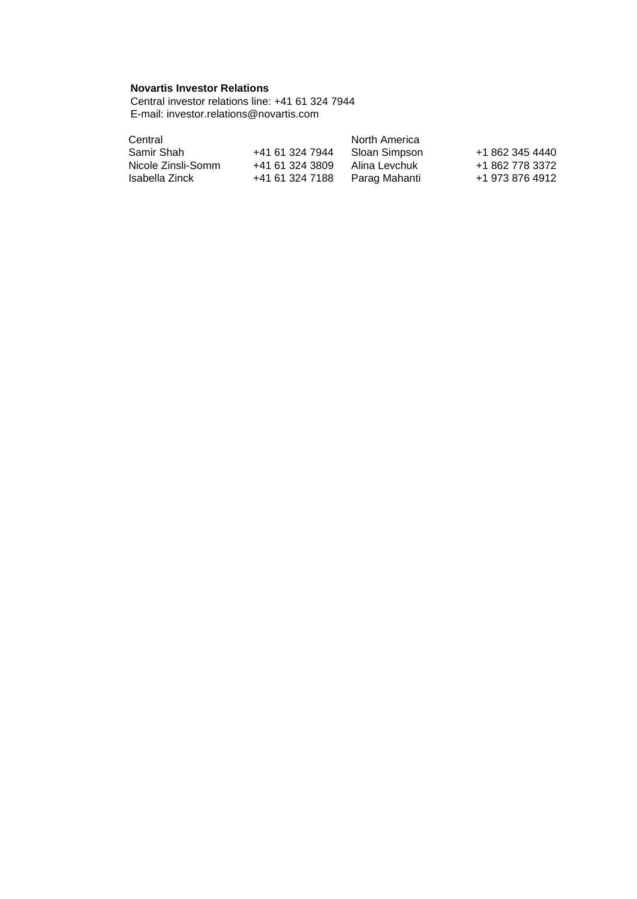**Novartis Investor Relations**
Central investor relations line: +41 61 324 7944
E-mail: investor.relations@novartis.com

| | | | |
|---|---|---|---|
| Central | | North America | |
| Samir Shah | +41 61 324 7944 | Sloan Simpson | +1 862 345 4440 |
| Nicole Zinsli-Somm | +41 61 324 3809 | Alina Levchuk | +1 862 778 3372 |
| Isabella Zinck | +41 61 324 7188 | Parag Mahanti | +1 973 876 4912 |